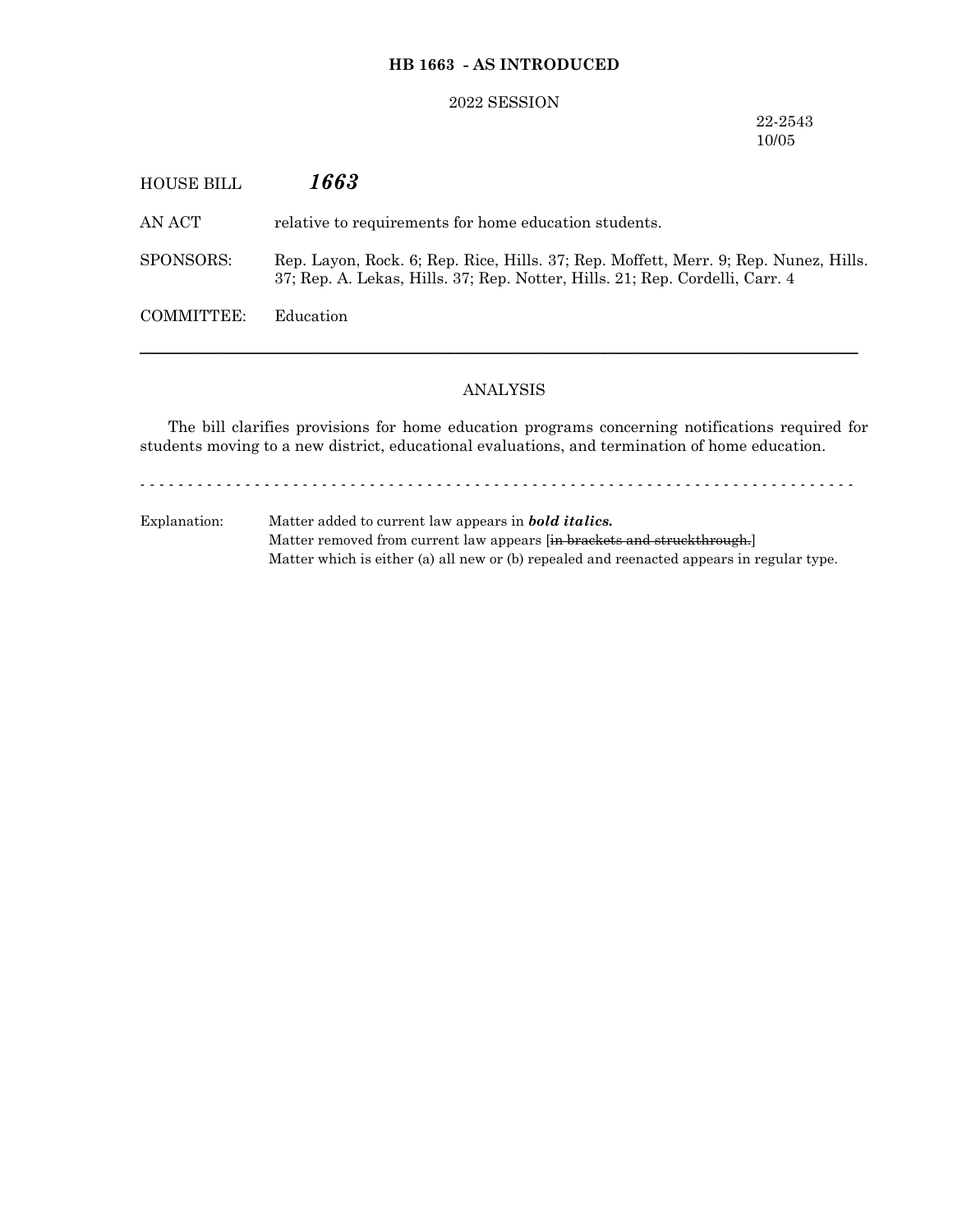**HB 1663 - AS INTRODUCED**

2022 SESSION

22-2543
10/05

HOUSE BILL ***1663***

AN ACT relative to requirements for home education students.

SPONSORS: Rep. Layon, Rock. 6; Rep. Rice, Hills. 37; Rep. Moffett, Merr. 9; Rep. Nunez, Hills. 37; Rep. A. Lekas, Hills. 37; Rep. Notter, Hills. 21; Rep. Cordelli, Carr. 4

COMMITTEE: Education

---

ANALYSIS

The bill clarifies provisions for home education programs concerning notifications required for students moving to a new district, educational evaluations, and termination of home education.

- - - - - - - - - - - - - - - - - - - - - - - - - - - - - - - - - - - - - - - - - - - - - - - - - - - - - - - - - - - - - - - - - - - - - - - -

Explanation: Matter added to current law appears in ***bold italics.***
Matter removed from current law appears [~~in brackets and struckthrough.~~]
Matter which is either (a) all new or (b) repealed and reenacted appears in regular type.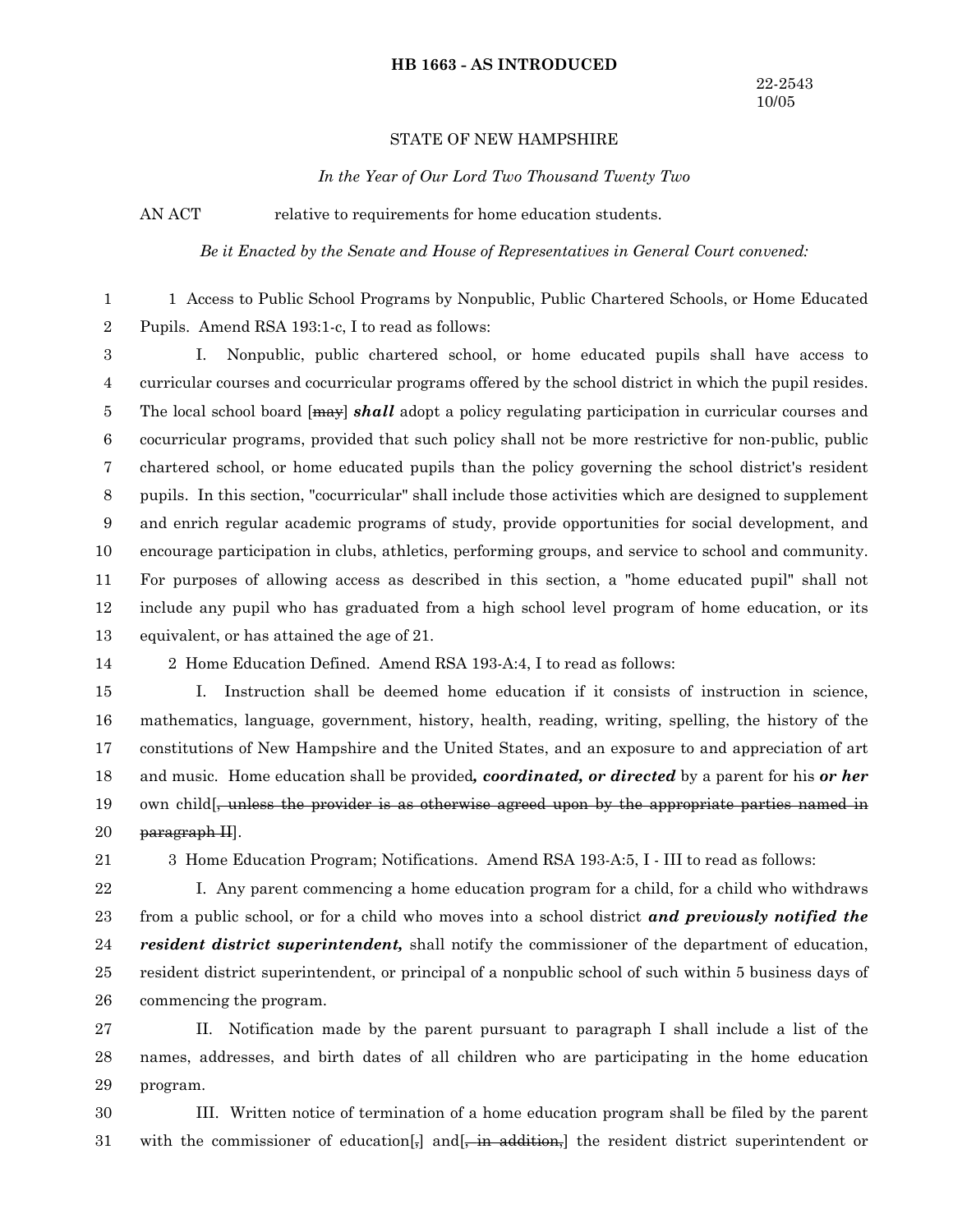**HB 1663 - AS INTRODUCED**

22-2543
10/05

STATE OF NEW HAMPSHIRE

*In the Year of Our Lord Two Thousand Twenty Two*

AN ACT relative to requirements for home education students.

*Be it Enacted by the Senate and House of Representatives in General Court convened:*

1 Access to Public School Programs by Nonpublic, Public Chartered Schools, or Home Educated Pupils. Amend RSA 193:1-c, I to read as follows:

I. Nonpublic, public chartered school, or home educated pupils shall have access to curricular courses and cocurricular programs offered by the school district in which the pupil resides. The local school board [~~may~~] ***shall*** adopt a policy regulating participation in curricular courses and cocurricular programs, provided that such policy shall not be more restrictive for non-public, public chartered school, or home educated pupils than the policy governing the school district's resident pupils. In this section, "cocurricular" shall include those activities which are designed to supplement and enrich regular academic programs of study, provide opportunities for social development, and encourage participation in clubs, athletics, performing groups, and service to school and community. For purposes of allowing access as described in this section, a "home educated pupil" shall not include any pupil who has graduated from a high school level program of home education, or its equivalent, or has attained the age of 21.

2 Home Education Defined. Amend RSA 193-A:4, I to read as follows:

I. Instruction shall be deemed home education if it consists of instruction in science, mathematics, language, government, history, health, reading, writing, spelling, the history of the constitutions of New Hampshire and the United States, and an exposure to and appreciation of art and music. Home education shall be provided***, coordinated, or directed*** by a parent for his ***or her*** own child[~~, unless the provider is as otherwise agreed upon by the appropriate parties named in paragraph II~~].

3 Home Education Program; Notifications. Amend RSA 193-A:5, I - III to read as follows:

I. Any parent commencing a home education program for a child, for a child who withdraws from a public school, or for a child who moves into a school district ***and previously notified the resident district superintendent,*** shall notify the commissioner of the department of education, resident district superintendent, or principal of a nonpublic school of such within 5 business days of commencing the program.

II. Notification made by the parent pursuant to paragraph I shall include a list of the names, addresses, and birth dates of all children who are participating in the home education program.

III. Written notice of termination of a home education program shall be filed by the parent with the commissioner of education[~~,~~] and[~~, in addition,~~] the resident district superintendent or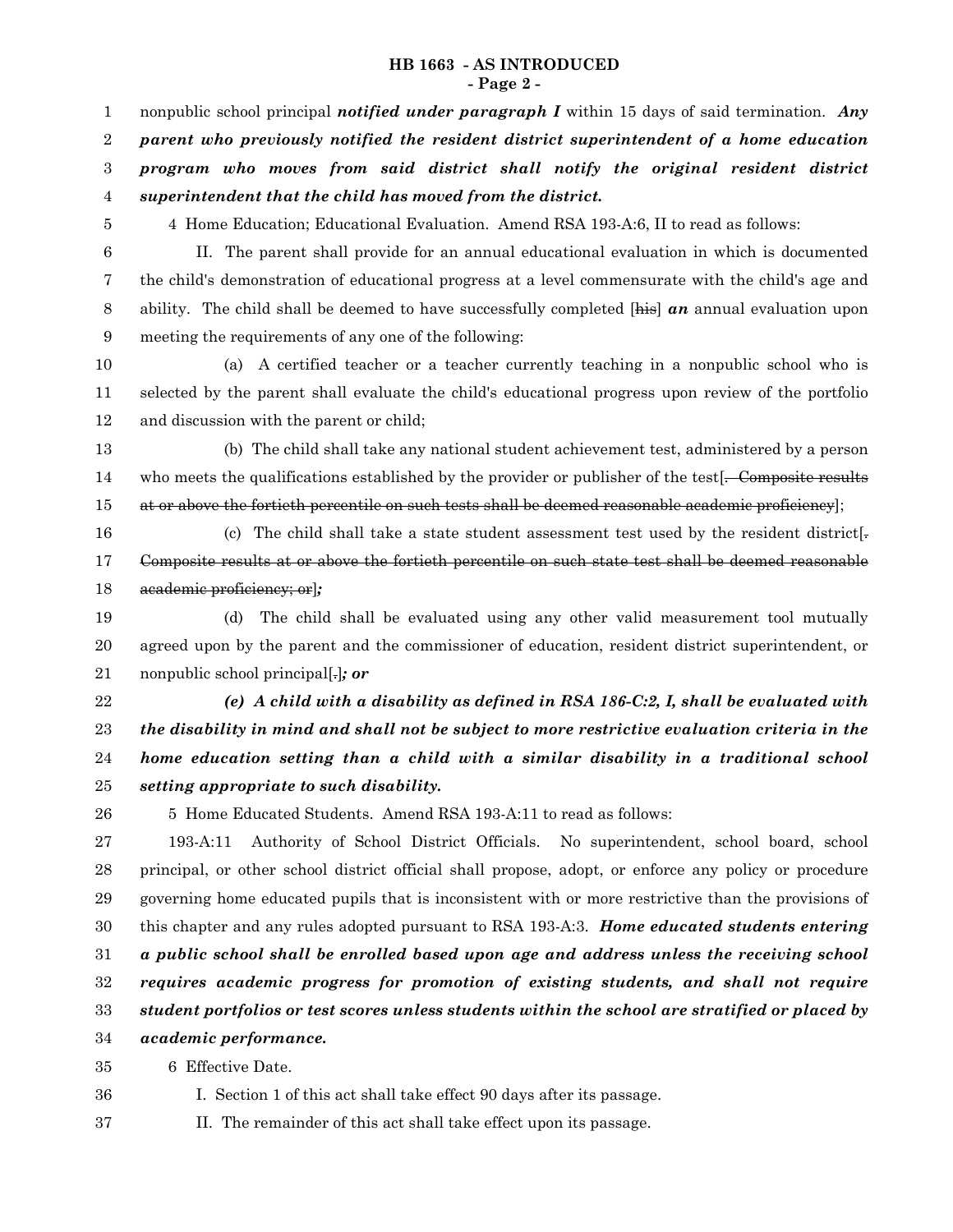nonpublic school principal ***notified under paragraph I*** within 15 days of said termination. ***Any parent who previously notified the resident district superintendent of a home education program who moves from said district shall notify the original resident district superintendent that the child has moved from the district.***

4 Home Education; Educational Evaluation. Amend RSA 193-A:6, II to read as follows:

II. The parent shall provide for an annual educational evaluation in which is documented the child's demonstration of educational progress at a level commensurate with the child's age and ability. The child shall be deemed to have successfully completed [~~his~~] ***an*** annual evaluation upon meeting the requirements of any one of the following:

(a) A certified teacher or a teacher currently teaching in a nonpublic school who is selected by the parent shall evaluate the child's educational progress upon review of the portfolio and discussion with the parent or child;

(b) The child shall take any national student achievement test, administered by a person who meets the qualifications established by the provider or publisher of the test[~~. Composite results at or above the fortieth percentile on such tests shall be deemed reasonable academic proficiency~~];

(c) The child shall take a state student assessment test used by the resident district[~~. Composite results at or above the fortieth percentile on such state test shall be deemed reasonable academic proficiency; or~~]***;***

(d) The child shall be evaluated using any other valid measurement tool mutually agreed upon by the parent and the commissioner of education, resident district superintendent, or nonpublic school principal[~~.~~]***; or***

***(e) A child with a disability as defined in RSA 186-C:2, I, shall be evaluated with the disability in mind and shall not be subject to more restrictive evaluation criteria in the home education setting than a child with a similar disability in a traditional school setting appropriate to such disability.***

5 Home Educated Students. Amend RSA 193-A:11 to read as follows:

193-A:11 Authority of School District Officials. No superintendent, school board, school principal, or other school district official shall propose, adopt, or enforce any policy or procedure governing home educated pupils that is inconsistent with or more restrictive than the provisions of this chapter and any rules adopted pursuant to RSA 193-A:3. ***Home educated students entering a public school shall be enrolled based upon age and address unless the receiving school requires academic progress for promotion of existing students, and shall not require student portfolios or test scores unless students within the school are stratified or placed by academic performance.***

6 Effective Date.

I. Section 1 of this act shall take effect 90 days after its passage.

II. The remainder of this act shall take effect upon its passage.